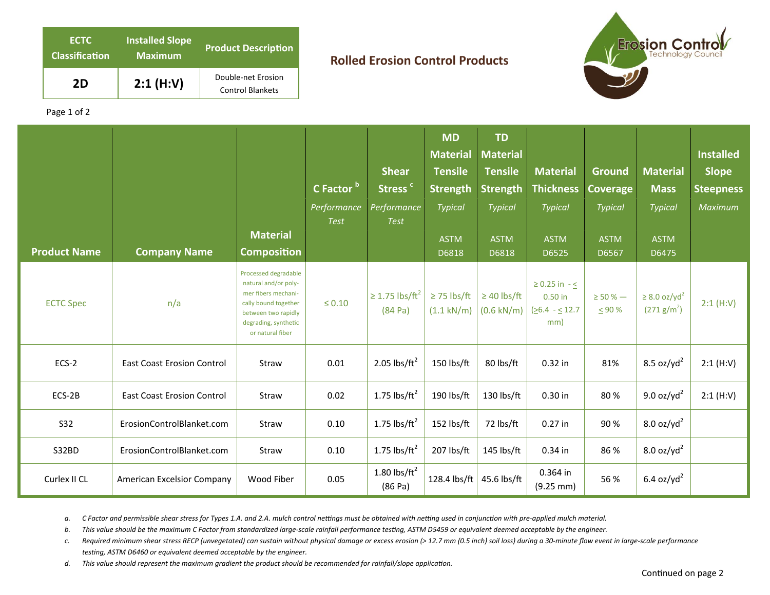| ECTC Classification | Installed Slope Maximum | Product Description |
|---|---|---|
| **2D** | **2:1 (H:V)** | Double-net Erosion Control Blankets |

## Rolled Erosion Control Products

| Product Name | Company Name | Material Composition | C Factor [b] *Performance Test* | Shear Stress [c] *Performance Test* | MD Material Tensile Strength *Typical* ASTM D6818 | TD Material Tensile Strength *Typical* ASTM D6818 | Material Thickness *Typical* ASTM D6525 | Ground Coverage *Typical* ASTM D6567 | Material Mass *Typical* ASTM D6475 | Installed Slope Steepness *Maximum* |
|---|---|---|---|---|---|---|---|---|---|---|
| ECTC Spec | n/a | Processed degradable natural and/or polymer fibers mechanically bound together between two rapidly degrading, synthetic or natural fiber | ≤ 0.10 | ≥ 1.75 lbs/ft² (84 Pa) | ≥ 75 lbs/ft (1.1 kN/m) | ≥ 40 lbs/ft (0.6 kN/m) | ≥ 0.25 in - ≤ 0.50 in (≥6.4 - ≤ 12.7 mm) | ≥ 50 % — ≤ 90 % | ≥ 8.0 oz/yd² (271 g/m²) | 2:1 (H:V) |
| ECS-2 | East Coast Erosion Control | Straw | 0.01 | 2.05 lbs/ft² | 150 lbs/ft | 80 lbs/ft | 0.32 in | 81% | 8.5 oz/yd² | 2:1 (H:V) |
| ECS-2B | East Coast Erosion Control | Straw | 0.02 | 1.75 lbs/ft² | 190 lbs/ft | 130 lbs/ft | 0.30 in | 80 % | 9.0 oz/yd² | 2:1 (H:V) |
| S32 | ErosionControlBlanket.com | Straw | 0.10 | 1.75 lbs/ft² | 152 lbs/ft | 72 lbs/ft | 0.27 in | 90 % | 8.0 oz/yd² | |
| S32BD | ErosionControlBlanket.com | Straw | 0.10 | 1.75 lbs/ft² | 207 lbs/ft | 145 lbs/ft | 0.34 in | 86 % | 8.0 oz/yd² | |
| Curlex II CL | American Excelsior Company | Wood Fiber | 0.05 | 1.80 lbs/ft² (86 Pa) | 128.4 lbs/ft | 45.6 lbs/ft | 0.364 in (9.25 mm) | 56 % | 6.4 oz/yd² | |

*a. C Factor and permissible shear stress for Types 1.A. and 2.A. mulch control nettings must be obtained with netting used in conjunction with pre-applied mulch material.*

*b. This value should be the maximum C Factor from standardized large-scale rainfall performance testing, ASTM D5459 or equivalent deemed acceptable by the engineer.*

*c. Required minimum shear stress RECP (unvegetated) can sustain without physical damage or excess erosion (> 12.7 mm (0.5 inch) soil loss) during a 30-minute flow event in large-scale performance testing, ASTM D6460 or equivalent deemed acceptable by the engineer.*

*d. This value should represent the maximum gradient the product should be recommended for rainfall/slope application.*

Continued on page 2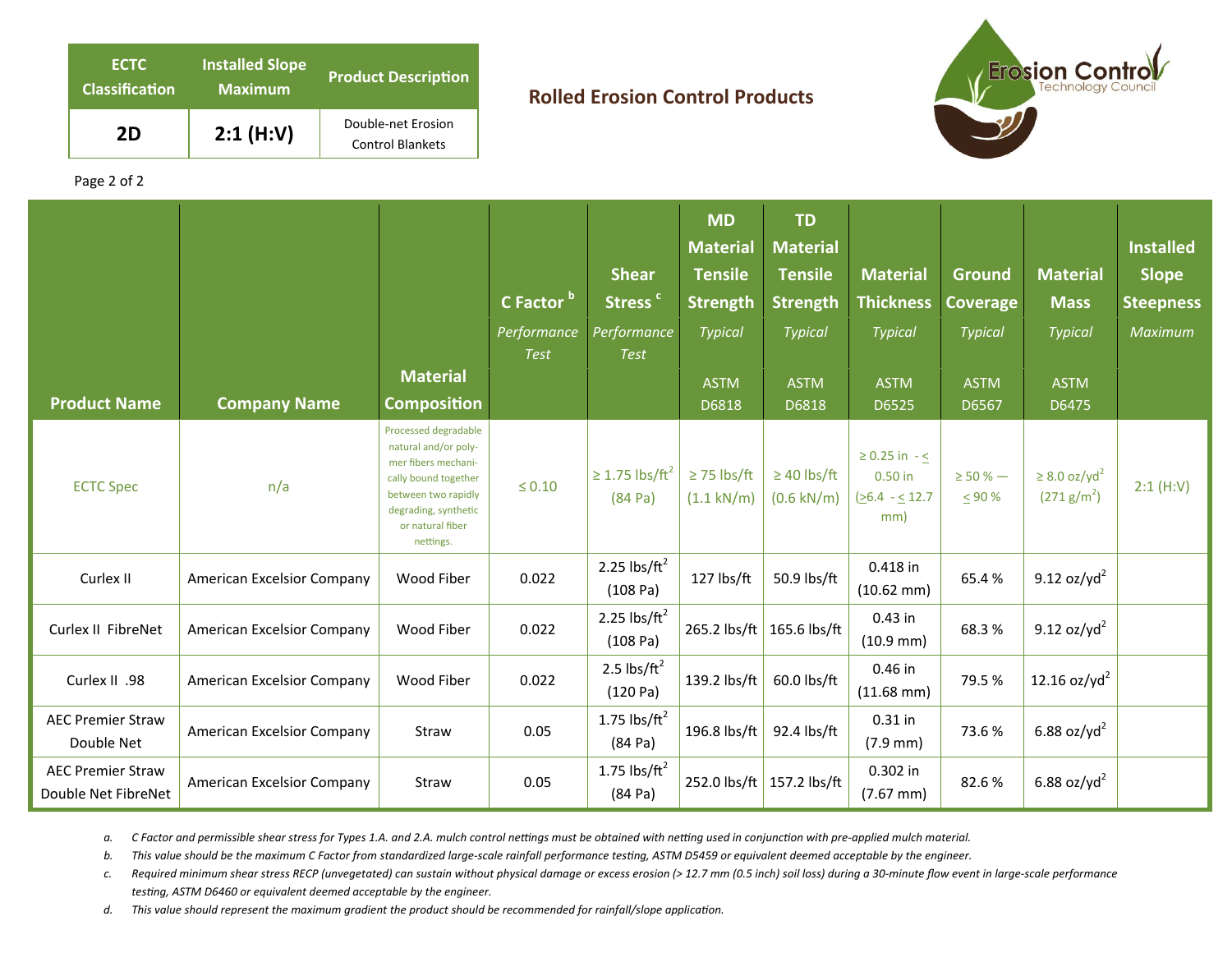| ECTC Classification | Installed Slope Maximum | Product Description |
|---|---|---|
| **2D** | **2:1 (H:V)** | Double-net Erosion Control Blankets |

## Rolled Erosion Control Products

Erosion Control Technology Council

| Product Name | Company Name | Material Composition | C Factor [b] *Performance Test* | Shear Stress [c] *Performance Test* | MD Material Tensile Strength *Typical* ASTM D6818 | TD Material Tensile Strength *Typical* ASTM D6818 | Material Thickness *Typical* ASTM D6525 | Ground Coverage *Typical* ASTM D6567 | Material Mass *Typical* ASTM D6475 | Installed Slope Steepness *Maximum* |
|---|---|---|---|---|---|---|---|---|---|---|
| ECTC Spec | n/a | Processed degradable natural and/or polymer fibers mechanically bound together between two rapidly degrading, synthetic or natural fiber nettings. | ≤ 0.10 | ≥ 1.75 lbs/ft² (84 Pa) | ≥ 75 lbs/ft (1.1 kN/m) | ≥ 40 lbs/ft (0.6 kN/m) | ≥ 0.25 in - ≤ 0.50 in (≥6.4 - ≤ 12.7 mm) | ≥ 50 % — ≤ 90 % | ≥ 8.0 oz/yd² (271 g/m²) | 2:1 (H:V) |
| Curlex II | American Excelsior Company | Wood Fiber | 0.022 | 2.25 lbs/ft² (108 Pa) | 127 lbs/ft | 50.9 lbs/ft | 0.418 in (10.62 mm) | 65.4 % | 9.12 oz/yd² | |
| Curlex II FibreNet | American Excelsior Company | Wood Fiber | 0.022 | 2.25 lbs/ft² (108 Pa) | 265.2 lbs/ft | 165.6 lbs/ft | 0.43 in (10.9 mm) | 68.3 % | 9.12 oz/yd² | |
| Curlex II .98 | American Excelsior Company | Wood Fiber | 0.022 | 2.5 lbs/ft² (120 Pa) | 139.2 lbs/ft | 60.0 lbs/ft | 0.46 in (11.68 mm) | 79.5 % | 12.16 oz/yd² | |
| AEC Premier Straw Double Net | American Excelsior Company | Straw | 0.05 | 1.75 lbs/ft² (84 Pa) | 196.8 lbs/ft | 92.4 lbs/ft | 0.31 in (7.9 mm) | 73.6 % | 6.88 oz/yd² | |
| AEC Premier Straw Double Net FibreNet | American Excelsior Company | Straw | 0.05 | 1.75 lbs/ft² (84 Pa) | 252.0 lbs/ft | 157.2 lbs/ft | 0.302 in (7.67 mm) | 82.6 % | 6.88 oz/yd² | |

a. *C Factor and permissible shear stress for Types 1.A. and 2.A. mulch control nettings must be obtained with netting used in conjunction with pre-applied mulch material.*

b. *This value should be the maximum C Factor from standardized large-scale rainfall performance testing, ASTM D5459 or equivalent deemed acceptable by the engineer.*

c. *Required minimum shear stress RECP (unvegetated) can sustain without physical damage or excess erosion (> 12.7 mm (0.5 inch) soil loss) during a 30-minute flow event in large-scale performance testing, ASTM D6460 or equivalent deemed acceptable by the engineer.*

d. *This value should represent the maximum gradient the product should be recommended for rainfall/slope application.*